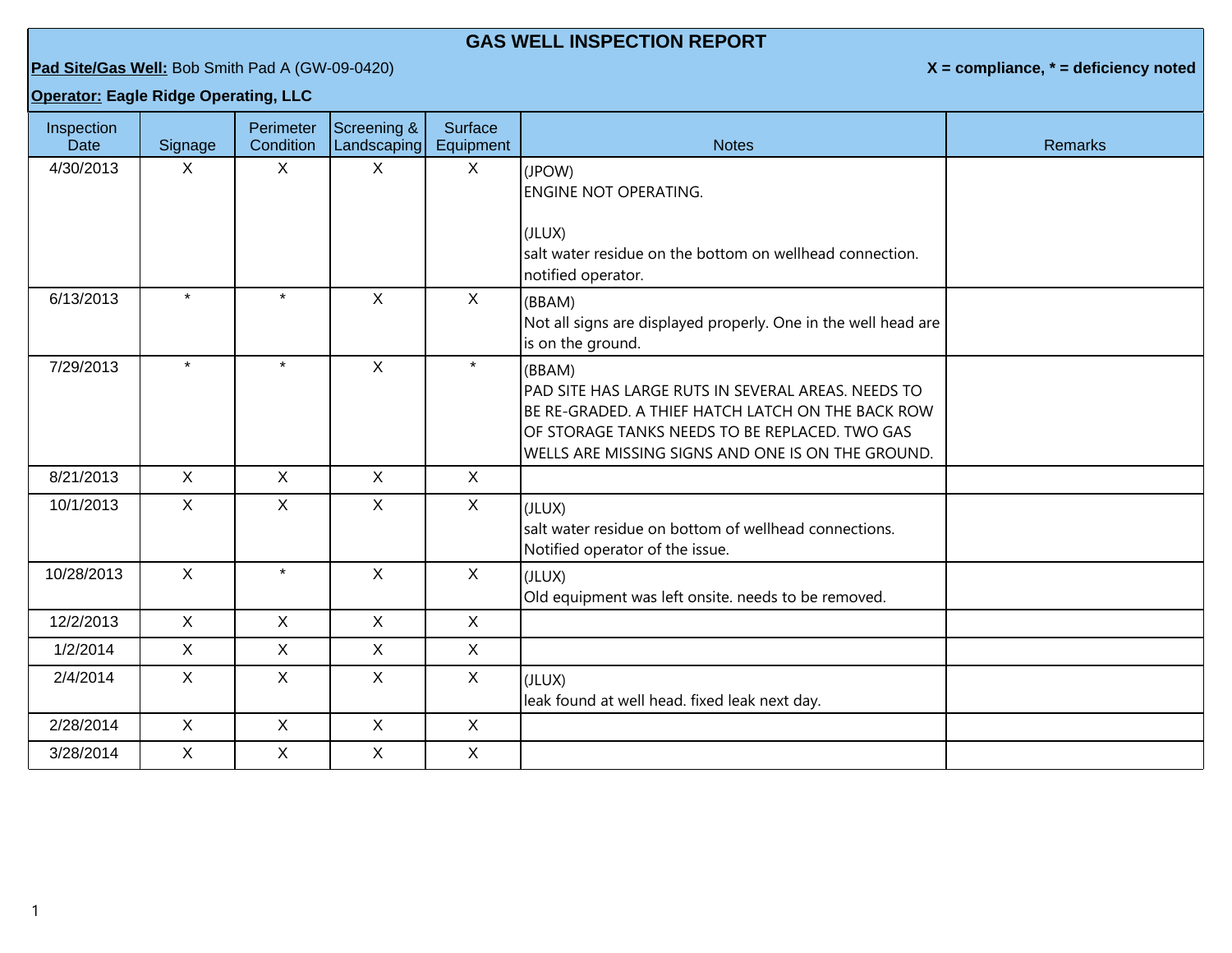# GAS WELL INSPECTION REPORT

**Pad Site/Gas Well:** Bob Smith Pad A (GW-09-0420)

**X = compliance, * = deficiency noted**

**Operator: Eagle Ridge Operating, LLC**

| Inspection Date | Signage | Perimeter Condition | Screening & Landscaping | Surface Equipment | Notes | Remarks |
|---|---|---|---|---|---|---|
| 4/30/2013 | X | X | X | X | (JPOW)<br>ENGINE NOT OPERATING.<br><br>(JLUX)<br>salt water residue on the bottom on wellhead connection. notified operator. | |
| 6/13/2013 | * | * | X | X | (BBAM)<br>Not all signs are displayed properly. One in the well head are is on the ground. | |
| 7/29/2013 | * | * | X | * | (BBAM)<br>PAD SITE HAS LARGE RUTS IN SEVERAL AREAS. NEEDS TO BE RE-GRADED. A THIEF HATCH LATCH ON THE BACK ROW OF STORAGE TANKS NEEDS TO BE REPLACED. TWO GAS WELLS ARE MISSING SIGNS AND ONE IS ON THE GROUND. | |
| 8/21/2013 | X | X | X | X | | |
| 10/1/2013 | X | X | X | X | (JLUX)<br>salt water residue on bottom of wellhead connections. Notified operator of the issue. | |
| 10/28/2013 | X | * | X | X | (JLUX)<br>Old equipment was left onsite. needs to be removed. | |
| 12/2/2013 | X | X | X | X | | |
| 1/2/2014 | X | X | X | X | | |
| 2/4/2014 | X | X | X | X | (JLUX)<br>leak found at well head. fixed leak next day. | |
| 2/28/2014 | X | X | X | X | | |
| 3/28/2014 | X | X | X | X | | |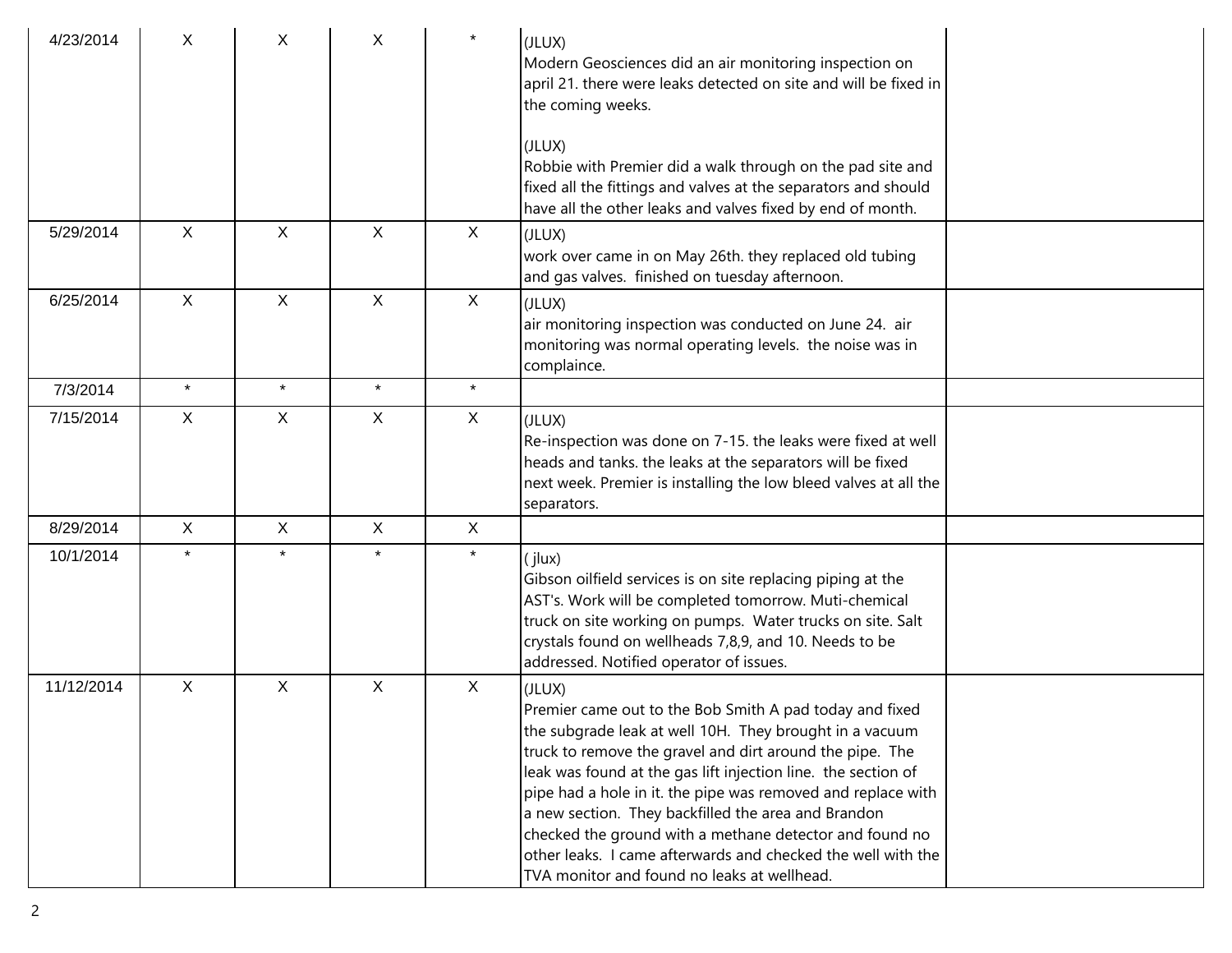| | | | | | | |
|---|---|---|---|---|---|---|
| 4/23/2014 | X | X | X | * | (JLUX)<br>Modern Geosciences did an air monitoring inspection on april 21. there were leaks detected on site and will be fixed in the coming weeks.<br><br>(JLUX)<br>Robbie with Premier did a walk through on the pad site and fixed all the fittings and valves at the separators and should have all the other leaks and valves fixed by end of month. | |
| 5/29/2014 | X | X | X | X | (JLUX)<br>work over came in on May 26th. they replaced old tubing and gas valves. finished on tuesday afternoon. | |
| 6/25/2014 | X | X | X | X | (JLUX)<br>air monitoring inspection was conducted on June 24. air monitoring was normal operating levels. the noise was in complaince. | |
| 7/3/2014 | * | * | * | * | | |
| 7/15/2014 | X | X | X | X | (JLUX)<br>Re-inspection was done on 7-15. the leaks were fixed at well heads and tanks. the leaks at the separators will be fixed next week. Premier is installing the low bleed valves at all the separators. | |
| 8/29/2014 | X | X | X | X | | |
| 10/1/2014 | * | * | * | * | ( jlux)<br>Gibson oilfield services is on site replacing piping at the AST's. Work will be completed tomorrow. Muti-chemical truck on site working on pumps. Water trucks on site. Salt crystals found on wellheads 7,8,9, and 10. Needs to be addressed. Notified operator of issues. | |
| 11/12/2014 | X | X | X | X | (JLUX)<br>Premier came out to the Bob Smith A pad today and fixed the subgrade leak at well 10H. They brought in a vacuum truck to remove the gravel and dirt around the pipe. The leak was found at the gas lift injection line. the section of pipe had a hole in it. the pipe was removed and replace with a new section. They backfilled the area and Brandon checked the ground with a methane detector and found no other leaks. I came afterwards and checked the well with the TVA monitor and found no leaks at wellhead. | |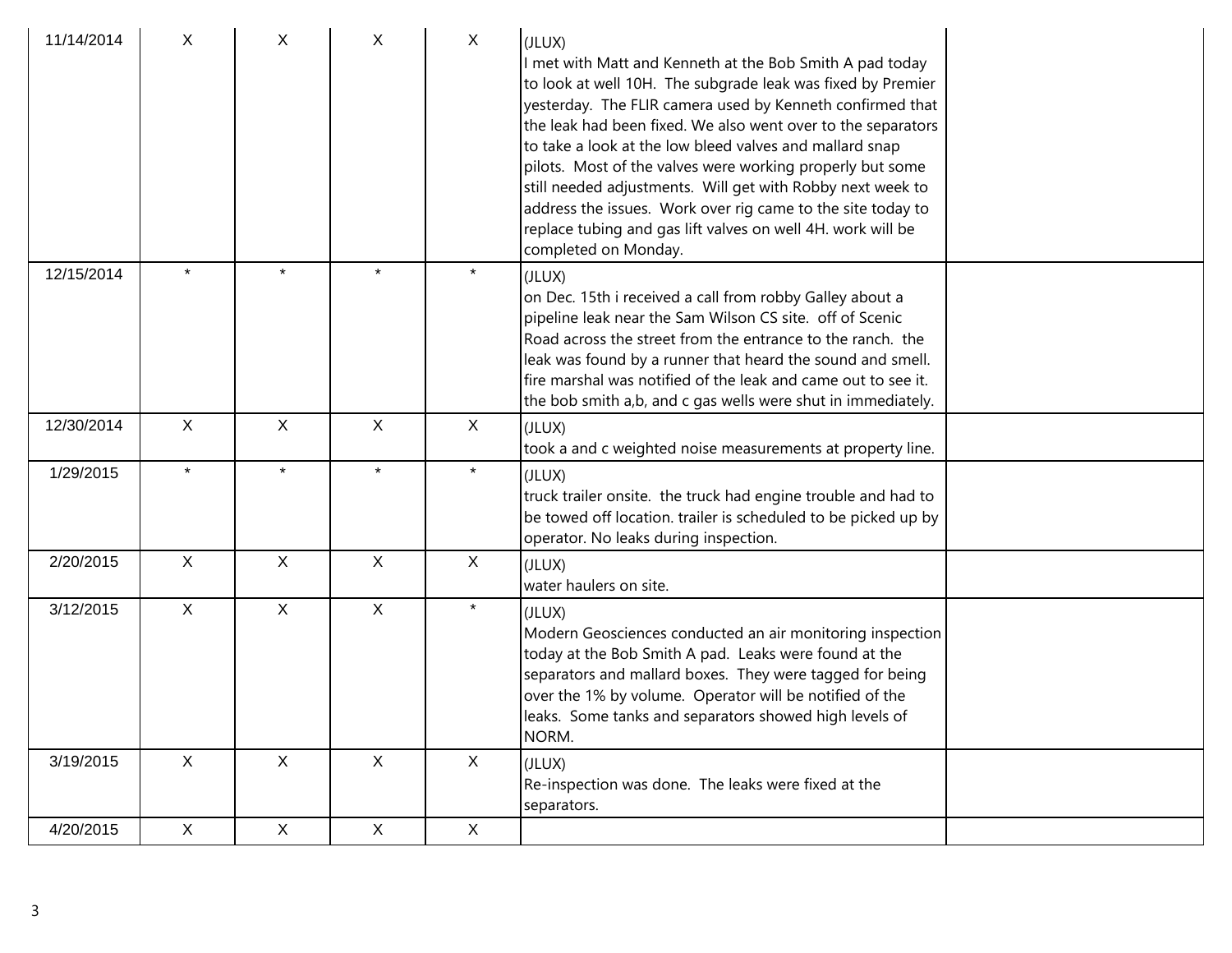| | | | | | | |
|---|---|---|---|---|---|---|
| 11/14/2014 | X | X | X | X | (JLUX)<br>I met with Matt and Kenneth at the Bob Smith A pad today to look at well 10H. The subgrade leak was fixed by Premier yesterday. The FLIR camera used by Kenneth confirmed that the leak had been fixed. We also went over to the separators to take a look at the low bleed valves and mallard snap pilots. Most of the valves were working properly but some still needed adjustments. Will get with Robby next week to address the issues. Work over rig came to the site today to replace tubing and gas lift valves on well 4H. work will be completed on Monday. | |
| 12/15/2014 | * | * | * | * | (JLUX)<br>on Dec. 15th i received a call from robby Galley about a pipeline leak near the Sam Wilson CS site. off of Scenic Road across the street from the entrance to the ranch. the leak was found by a runner that heard the sound and smell. fire marshal was notified of the leak and came out to see it. the bob smith a,b, and c gas wells were shut in immediately. | |
| 12/30/2014 | X | X | X | X | (JLUX)<br>took a and c weighted noise measurements at property line. | |
| 1/29/2015 | * | * | * | * | (JLUX)<br>truck trailer onsite. the truck had engine trouble and had to be towed off location. trailer is scheduled to be picked up by operator. No leaks during inspection. | |
| 2/20/2015 | X | X | X | X | (JLUX)<br>water haulers on site. | |
| 3/12/2015 | X | X | X | * | (JLUX)<br>Modern Geosciences conducted an air monitoring inspection today at the Bob Smith A pad. Leaks were found at the separators and mallard boxes. They were tagged for being over the 1% by volume. Operator will be notified of the leaks. Some tanks and separators showed high levels of NORM. | |
| 3/19/2015 | X | X | X | X | (JLUX)<br>Re-inspection was done. The leaks were fixed at the separators. | |
| 4/20/2015 | X | X | X | X | | |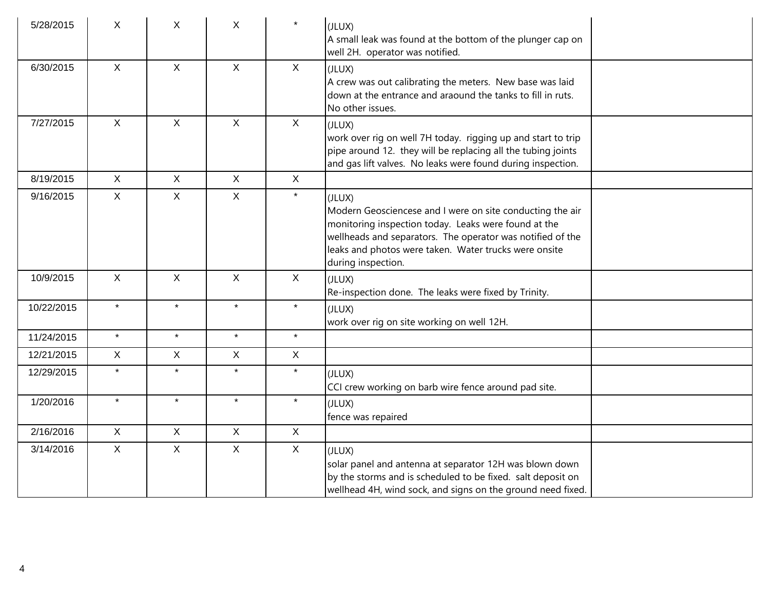| | | | | | | |
|---|---|---|---|---|---|---|
| 5/28/2015 | X | X | X | * | (JLUX)<br>A small leak was found at the bottom of the plunger cap on well 2H. operator was notified. | |
| 6/30/2015 | X | X | X | X | (JLUX)<br>A crew was out calibrating the meters. New base was laid down at the entrance and araound the tanks to fill in ruts. No other issues. | |
| 7/27/2015 | X | X | X | X | (JLUX)<br>work over rig on well 7H today. rigging up and start to trip pipe around 12. they will be replacing all the tubing joints and gas lift valves. No leaks were found during inspection. | |
| 8/19/2015 | X | X | X | X | | |
| 9/16/2015 | X | X | X | * | (JLUX)<br>Modern Geosciencese and I were on site conducting the air monitoring inspection today. Leaks were found at the wellheads and separators. The operator was notified of the leaks and photos were taken. Water trucks were onsite during inspection. | |
| 10/9/2015 | X | X | X | X | (JLUX)<br>Re-inspection done. The leaks were fixed by Trinity. | |
| 10/22/2015 | * | * | * | * | (JLUX)<br>work over rig on site working on well 12H. | |
| 11/24/2015 | * | * | * | * | | |
| 12/21/2015 | X | X | X | X | | |
| 12/29/2015 | * | * | * | * | (JLUX)<br>CCI crew working on barb wire fence around pad site. | |
| 1/20/2016 | * | * | * | * | (JLUX)<br>fence was repaired | |
| 2/16/2016 | X | X | X | X | | |
| 3/14/2016 | X | X | X | X | (JLUX)<br>solar panel and antenna at separator 12H was blown down by the storms and is scheduled to be fixed. salt deposit on wellhead 4H, wind sock, and signs on the ground need fixed. | |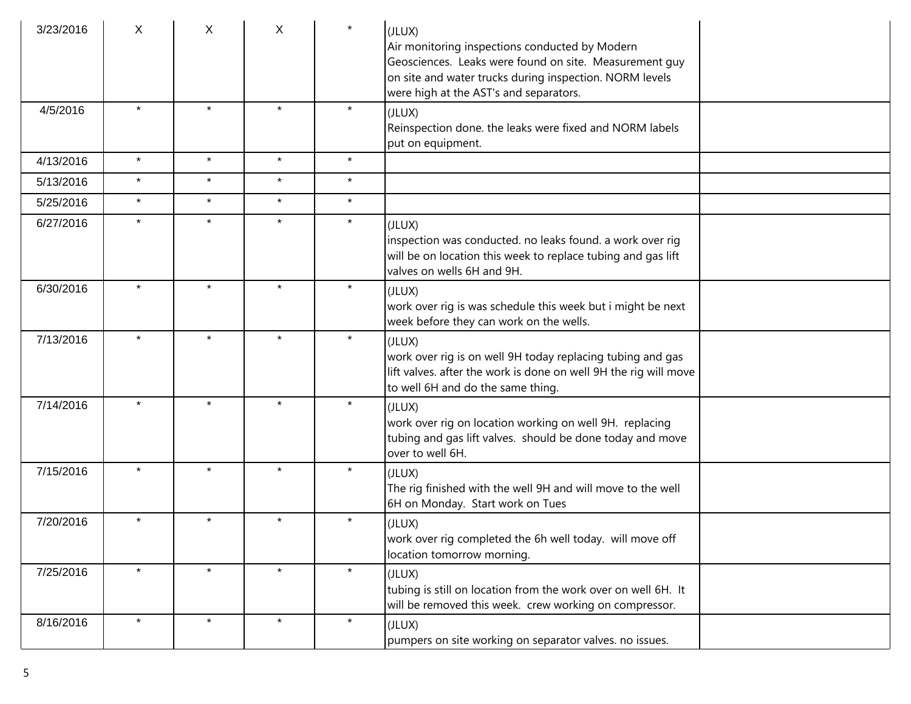| | | | | | | |
|---|---|---|---|---|---|---|
| 3/23/2016 | X | X | X | * | (JLUX)<br>Air monitoring inspections conducted by Modern Geosciences. Leaks were found on site. Measurement guy on site and water trucks during inspection. NORM levels were high at the AST's and separators. | |
| 4/5/2016 | * | * | * | * | (JLUX)<br>Reinspection done. the leaks were fixed and NORM labels put on equipment. | |
| 4/13/2016 | * | * | * | * | | |
| 5/13/2016 | * | * | * | * | | |
| 5/25/2016 | * | * | * | * | | |
| 6/27/2016 | * | * | * | * | (JLUX)<br>inspection was conducted. no leaks found. a work over rig will be on location this week to replace tubing and gas lift valves on wells 6H and 9H. | |
| 6/30/2016 | * | * | * | * | (JLUX)<br>work over rig is was schedule this week but i might be next week before they can work on the wells. | |
| 7/13/2016 | * | * | * | * | (JLUX)<br>work over rig is on well 9H today replacing tubing and gas lift valves. after the work is done on well 9H the rig will move to well 6H and do the same thing. | |
| 7/14/2016 | * | * | * | * | (JLUX)<br>work over rig on location working on well 9H. replacing tubing and gas lift valves. should be done today and move over to well 6H. | |
| 7/15/2016 | * | * | * | * | (JLUX)<br>The rig finished with the well 9H and will move to the well 6H on Monday. Start work on Tues | |
| 7/20/2016 | * | * | * | * | (JLUX)<br>work over rig completed the 6h well today. will move off location tomorrow morning. | |
| 7/25/2016 | * | * | * | * | (JLUX)<br>tubing is still on location from the work over on well 6H. It will be removed this week. crew working on compressor. | |
| 8/16/2016 | * | * | * | * | (JLUX)<br>pumpers on site working on separator valves. no issues. | |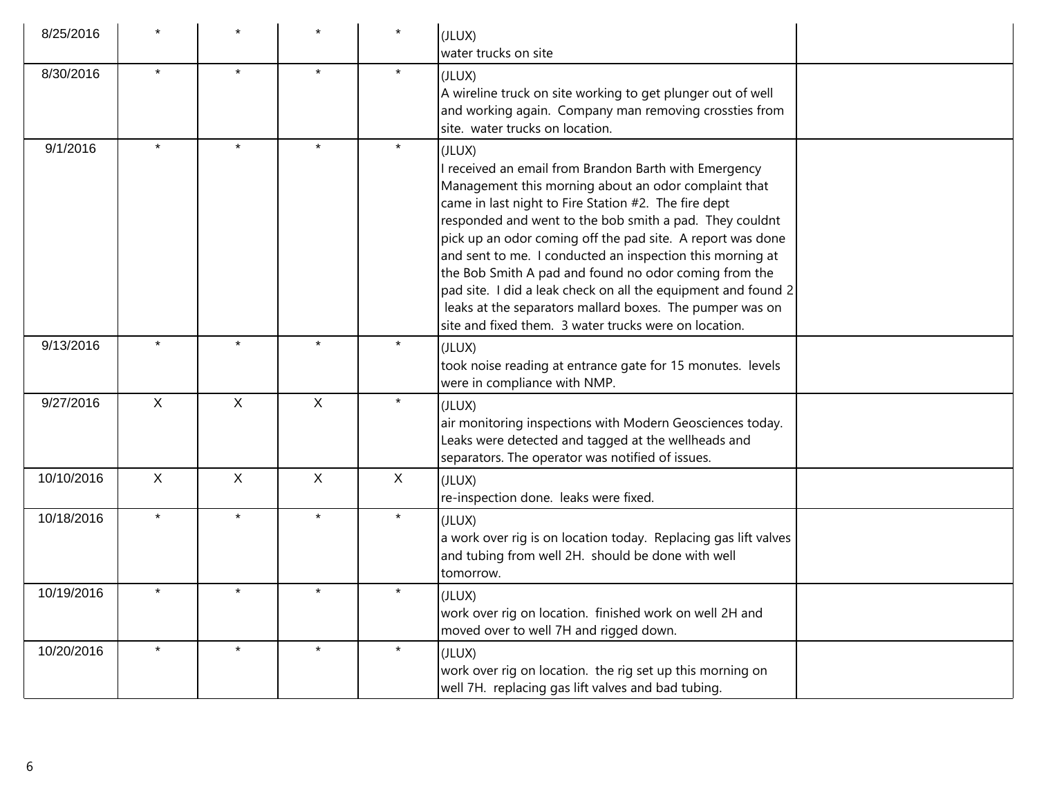| | | | | | | |
|---|---|---|---|---|---|---|
| 8/25/2016 | * | * | * | * | (JLUX)<br>water trucks on site | |
| 8/30/2016 | * | * | * | * | (JLUX)<br>A wireline truck on site working to get plunger out of well and working again. Company man removing crossties from site. water trucks on location. | |
| 9/1/2016 | * | * | * | * | (JLUX)<br>I received an email from Brandon Barth with Emergency Management this morning about an odor complaint that came in last night to Fire Station #2. The fire dept responded and went to the bob smith a pad. They couldnt pick up an odor coming off the pad site. A report was done and sent to me. I conducted an inspection this morning at the Bob Smith A pad and found no odor coming from the pad site. I did a leak check on all the equipment and found 2 leaks at the separators mallard boxes. The pumper was on site and fixed them. 3 water trucks were on location. | |
| 9/13/2016 | * | * | * | * | (JLUX)<br>took noise reading at entrance gate for 15 monutes. levels were in compliance with NMP. | |
| 9/27/2016 | X | X | X | * | (JLUX)<br>air monitoring inspections with Modern Geosciences today. Leaks were detected and tagged at the wellheads and separators. The operator was notified of issues. | |
| 10/10/2016 | X | X | X | X | (JLUX)<br>re-inspection done. leaks were fixed. | |
| 10/18/2016 | * | * | * | * | (JLUX)<br>a work over rig is on location today. Replacing gas lift valves and tubing from well 2H. should be done with well tomorrow. | |
| 10/19/2016 | * | * | * | * | (JLUX)<br>work over rig on location. finished work on well 2H and moved over to well 7H and rigged down. | |
| 10/20/2016 | * | * | * | * | (JLUX)<br>work over rig on location. the rig set up this morning on well 7H. replacing gas lift valves and bad tubing. | |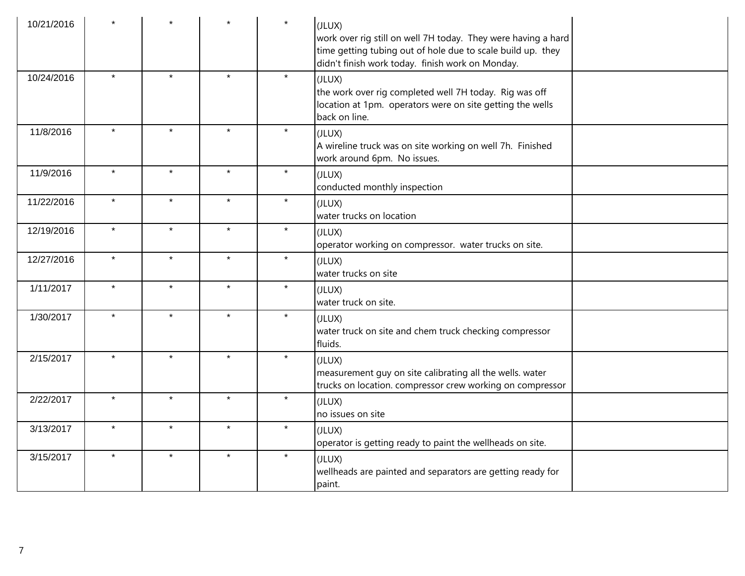| | | | | | | |
|---|---|---|---|---|---|---|
| 10/21/2016 | * | * | * | * | (JLUX) work over rig still on well 7H today. They were having a hard time getting tubing out of hole due to scale build up. they didn't finish work today. finish work on Monday. | |
| 10/24/2016 | * | * | * | * | (JLUX) the work over rig completed well 7H today. Rig was off location at 1pm. operators were on site getting the wells back on line. | |
| 11/8/2016 | * | * | * | * | (JLUX) A wireline truck was on site working on well 7h. Finished work around 6pm. No issues. | |
| 11/9/2016 | * | * | * | * | (JLUX) conducted monthly inspection | |
| 11/22/2016 | * | * | * | * | (JLUX) water trucks on location | |
| 12/19/2016 | * | * | * | * | (JLUX) operator working on compressor. water trucks on site. | |
| 12/27/2016 | * | * | * | * | (JLUX) water trucks on site | |
| 1/11/2017 | * | * | * | * | (JLUX) water truck on site. | |
| 1/30/2017 | * | * | * | * | (JLUX) water truck on site and chem truck checking compressor fluids. | |
| 2/15/2017 | * | * | * | * | (JLUX) measurement guy on site calibrating all the wells. water trucks on location. compressor crew working on compressor | |
| 2/22/2017 | * | * | * | * | (JLUX) no issues on site | |
| 3/13/2017 | * | * | * | * | (JLUX) operator is getting ready to paint the wellheads on site. | |
| 3/15/2017 | * | * | * | * | (JLUX) wellheads are painted and separators are getting ready for paint. | |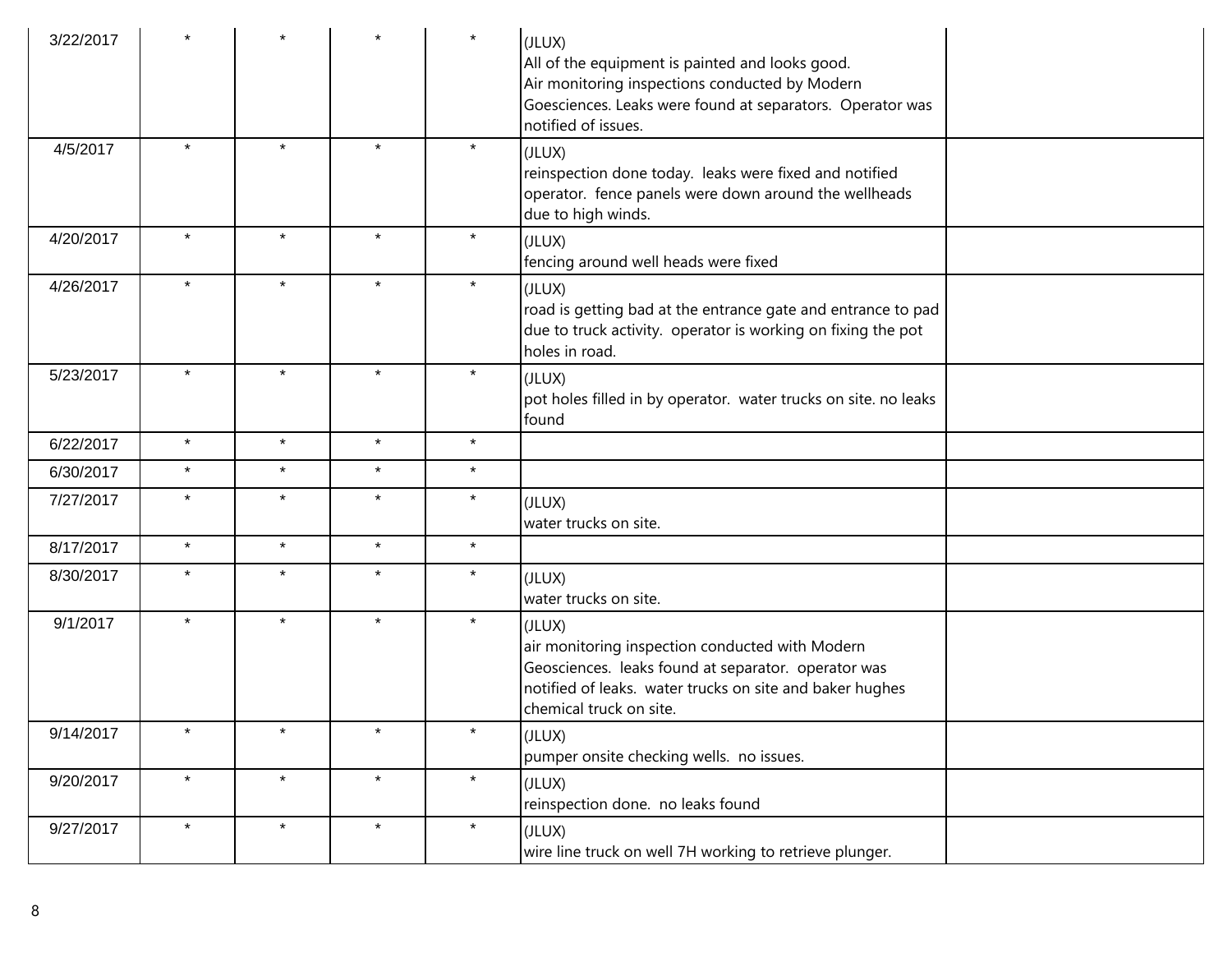| | | | | | | |
|---|---|---|---|---|---|---|
| 3/22/2017 | * | * | * | * | (JLUX)<br>All of the equipment is painted and looks good.<br>Air monitoring inspections conducted by Modern Goesciences. Leaks were found at separators. Operator was notified of issues. | |
| 4/5/2017 | * | * | * | * | (JLUX)<br>reinspection done today. leaks were fixed and notified operator. fence panels were down around the wellheads due to high winds. | |
| 4/20/2017 | * | * | * | * | (JLUX)<br>fencing around well heads were fixed | |
| 4/26/2017 | * | * | * | * | (JLUX)<br>road is getting bad at the entrance gate and entrance to pad due to truck activity. operator is working on fixing the pot holes in road. | |
| 5/23/2017 | * | * | * | * | (JLUX)<br>pot holes filled in by operator. water trucks on site. no leaks found | |
| 6/22/2017 | * | * | * | * | | |
| 6/30/2017 | * | * | * | * | | |
| 7/27/2017 | * | * | * | * | (JLUX)<br>water trucks on site. | |
| 8/17/2017 | * | * | * | * | | |
| 8/30/2017 | * | * | * | * | (JLUX)<br>water trucks on site. | |
| 9/1/2017 | * | * | * | * | (JLUX)<br>air monitoring inspection conducted with Modern Geosciences. leaks found at separator. operator was notified of leaks. water trucks on site and baker hughes chemical truck on site. | |
| 9/14/2017 | * | * | * | * | (JLUX)<br>pumper onsite checking wells. no issues. | |
| 9/20/2017 | * | * | * | * | (JLUX)<br>reinspection done. no leaks found | |
| 9/27/2017 | * | * | * | * | (JLUX)<br>wire line truck on well 7H working to retrieve plunger. | |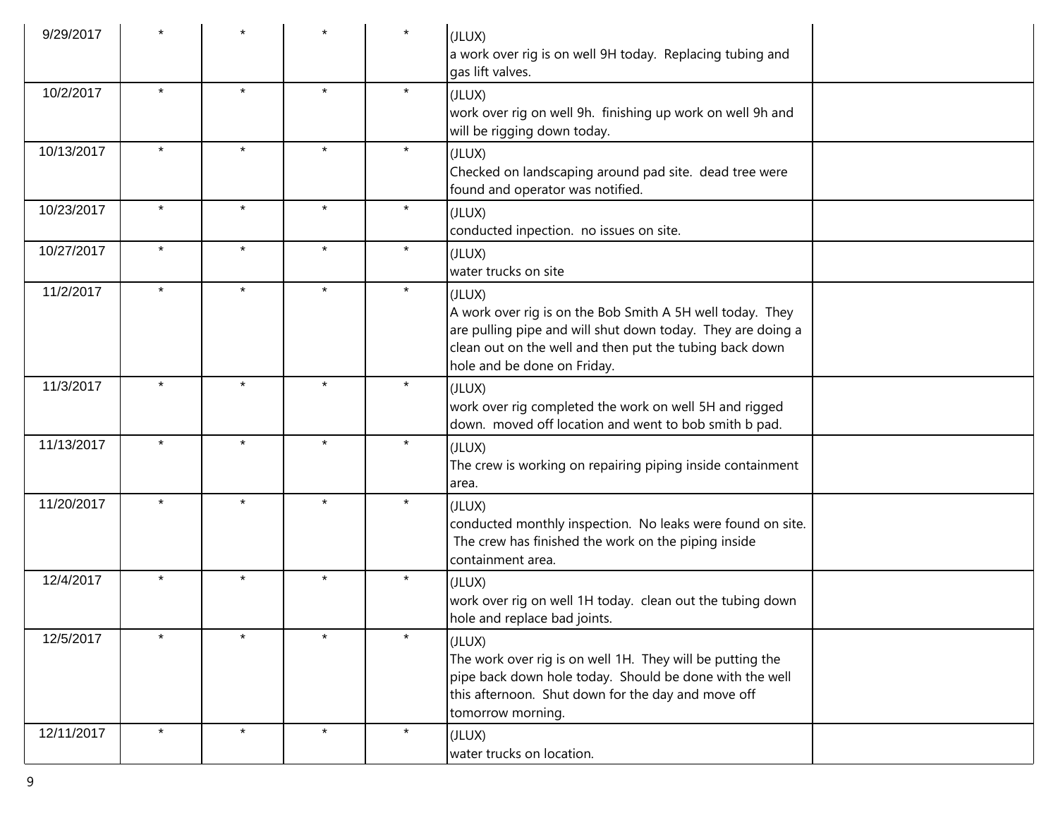| | | | | | | |
|---|---|---|---|---|---|---|
| 9/29/2017 | * | * | * | * | (JLUX)<br>a work over rig is on well 9H today. Replacing tubing and gas lift valves. | |
| 10/2/2017 | * | * | * | * | (JLUX)<br>work over rig on well 9h. finishing up work on well 9h and will be rigging down today. | |
| 10/13/2017 | * | * | * | * | (JLUX)<br>Checked on landscaping around pad site. dead tree were found and operator was notified. | |
| 10/23/2017 | * | * | * | * | (JLUX)<br>conducted inpection. no issues on site. | |
| 10/27/2017 | * | * | * | * | (JLUX)<br>water trucks on site | |
| 11/2/2017 | * | * | * | * | (JLUX)<br>A work over rig is on the Bob Smith A 5H well today. They are pulling pipe and will shut down today. They are doing a clean out on the well and then put the tubing back down hole and be done on Friday. | |
| 11/3/2017 | * | * | * | * | (JLUX)<br>work over rig completed the work on well 5H and rigged down. moved off location and went to bob smith b pad. | |
| 11/13/2017 | * | * | * | * | (JLUX)<br>The crew is working on repairing piping inside containment area. | |
| 11/20/2017 | * | * | * | * | (JLUX)<br>conducted monthly inspection. No leaks were found on site. The crew has finished the work on the piping inside containment area. | |
| 12/4/2017 | * | * | * | * | (JLUX)<br>work over rig on well 1H today. clean out the tubing down hole and replace bad joints. | |
| 12/5/2017 | * | * | * | * | (JLUX)<br>The work over rig is on well 1H. They will be putting the pipe back down hole today. Should be done with the well this afternoon. Shut down for the day and move off tomorrow morning. | |
| 12/11/2017 | * | * | * | * | (JLUX)<br>water trucks on location. | |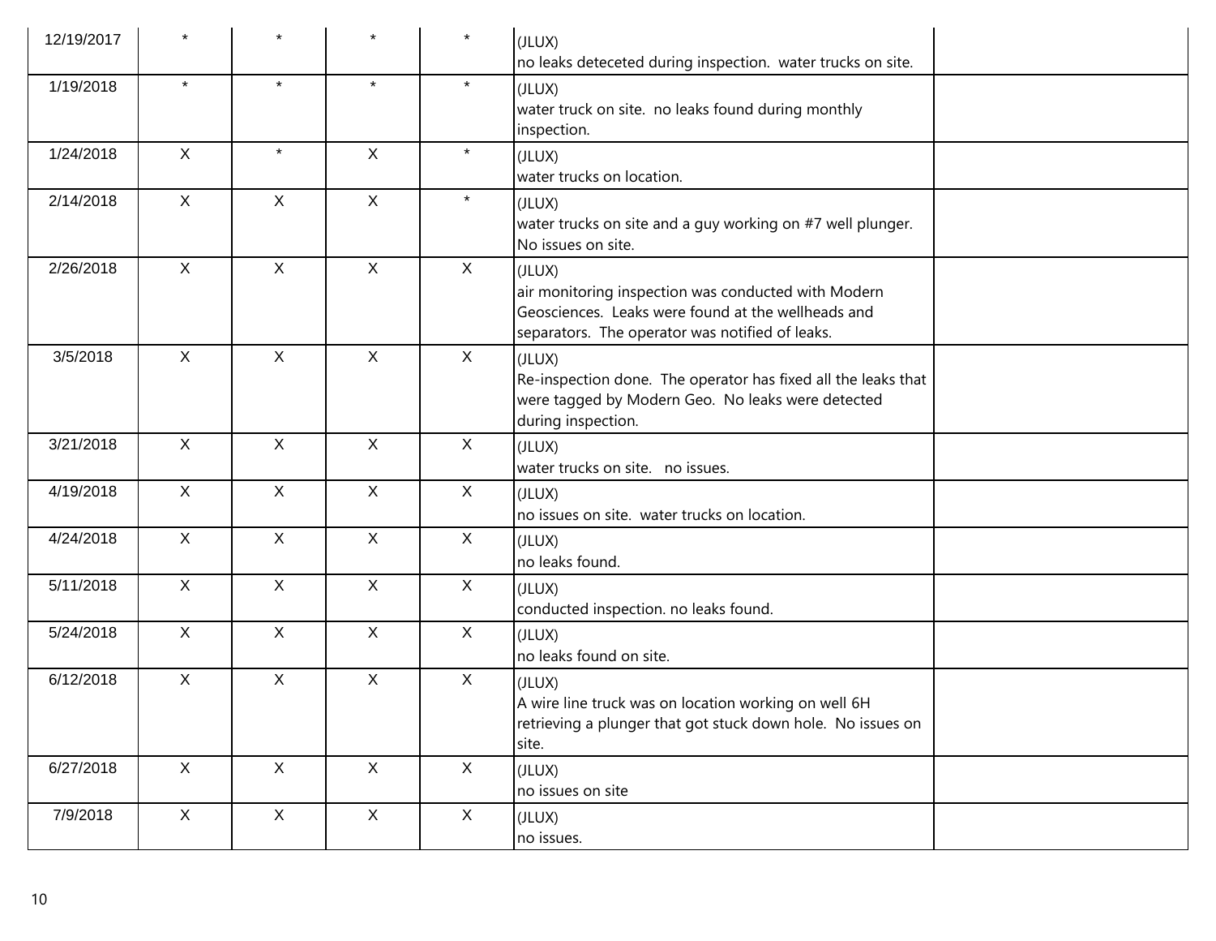| | | | | | | |
|---|---|---|---|---|---|---|
| 12/19/2017 | * | * | * | * | (JLUX)<br>no leaks deteceted during inspection.  water trucks on site. | |
| 1/19/2018 | * | * | * | * | (JLUX)<br>water truck on site.  no leaks found during monthly inspection. | |
| 1/24/2018 | X | * | X | * | (JLUX)<br>water trucks on location. | |
| 2/14/2018 | X | X | X | * | (JLUX)<br>water trucks on site and a guy working on #7 well plunger. No issues on site. | |
| 2/26/2018 | X | X | X | X | (JLUX)<br>air monitoring inspection was conducted with Modern Geosciences.  Leaks were found at the wellheads and separators.  The operator was notified of leaks. | |
| 3/5/2018 | X | X | X | X | (JLUX)<br>Re-inspection done.  The operator has fixed all the leaks that were tagged by Modern Geo.  No leaks were detected during inspection. | |
| 3/21/2018 | X | X | X | X | (JLUX)<br>water trucks on site.   no issues. | |
| 4/19/2018 | X | X | X | X | (JLUX)<br>no issues on site.  water trucks on location. | |
| 4/24/2018 | X | X | X | X | (JLUX)<br>no leaks found. | |
| 5/11/2018 | X | X | X | X | (JLUX)<br>conducted inspection. no leaks found. | |
| 5/24/2018 | X | X | X | X | (JLUX)<br>no leaks found on site. | |
| 6/12/2018 | X | X | X | X | (JLUX)<br>A wire line truck was on location working on well 6H retrieving a plunger that got stuck down hole.  No issues on site. | |
| 6/27/2018 | X | X | X | X | (JLUX)<br>no issues on site | |
| 7/9/2018 | X | X | X | X | (JLUX)<br>no issues. | |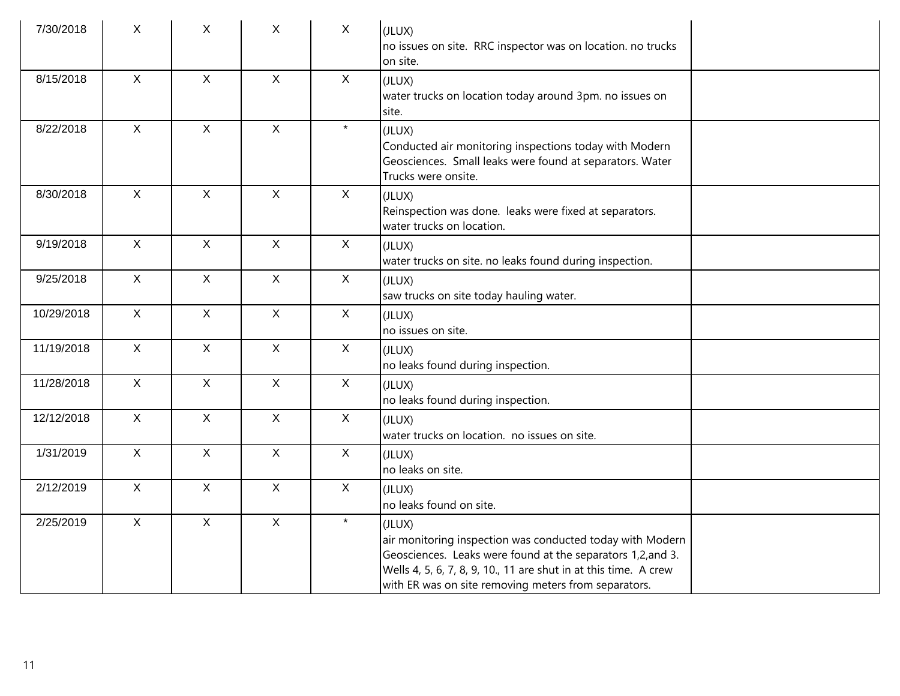| | | | | | | |
|---|---|---|---|---|---|---|
| 7/30/2018 | X | X | X | X | (JLUX)<br>no issues on site. RRC inspector was on location. no trucks on site. | |
| 8/15/2018 | X | X | X | X | (JLUX)<br>water trucks on location today around 3pm. no issues on site. | |
| 8/22/2018 | X | X | X | * | (JLUX)<br>Conducted air monitoring inspections today with Modern Geosciences. Small leaks were found at separators. Water Trucks were onsite. | |
| 8/30/2018 | X | X | X | X | (JLUX)<br>Reinspection was done. leaks were fixed at separators. water trucks on location. | |
| 9/19/2018 | X | X | X | X | (JLUX)<br>water trucks on site. no leaks found during inspection. | |
| 9/25/2018 | X | X | X | X | (JLUX)<br>saw trucks on site today hauling water. | |
| 10/29/2018 | X | X | X | X | (JLUX)<br>no issues on site. | |
| 11/19/2018 | X | X | X | X | (JLUX)<br>no leaks found during inspection. | |
| 11/28/2018 | X | X | X | X | (JLUX)<br>no leaks found during inspection. | |
| 12/12/2018 | X | X | X | X | (JLUX)<br>water trucks on location. no issues on site. | |
| 1/31/2019 | X | X | X | X | (JLUX)<br>no leaks on site. | |
| 2/12/2019 | X | X | X | X | (JLUX)<br>no leaks found on site. | |
| 2/25/2019 | X | X | X | * | (JLUX)<br>air monitoring inspection was conducted today with Modern Geosciences. Leaks were found at the separators 1,2,and 3. Wells 4, 5, 6, 7, 8, 9, 10., 11 are shut in at this time. A crew with ER was on site removing meters from separators. | |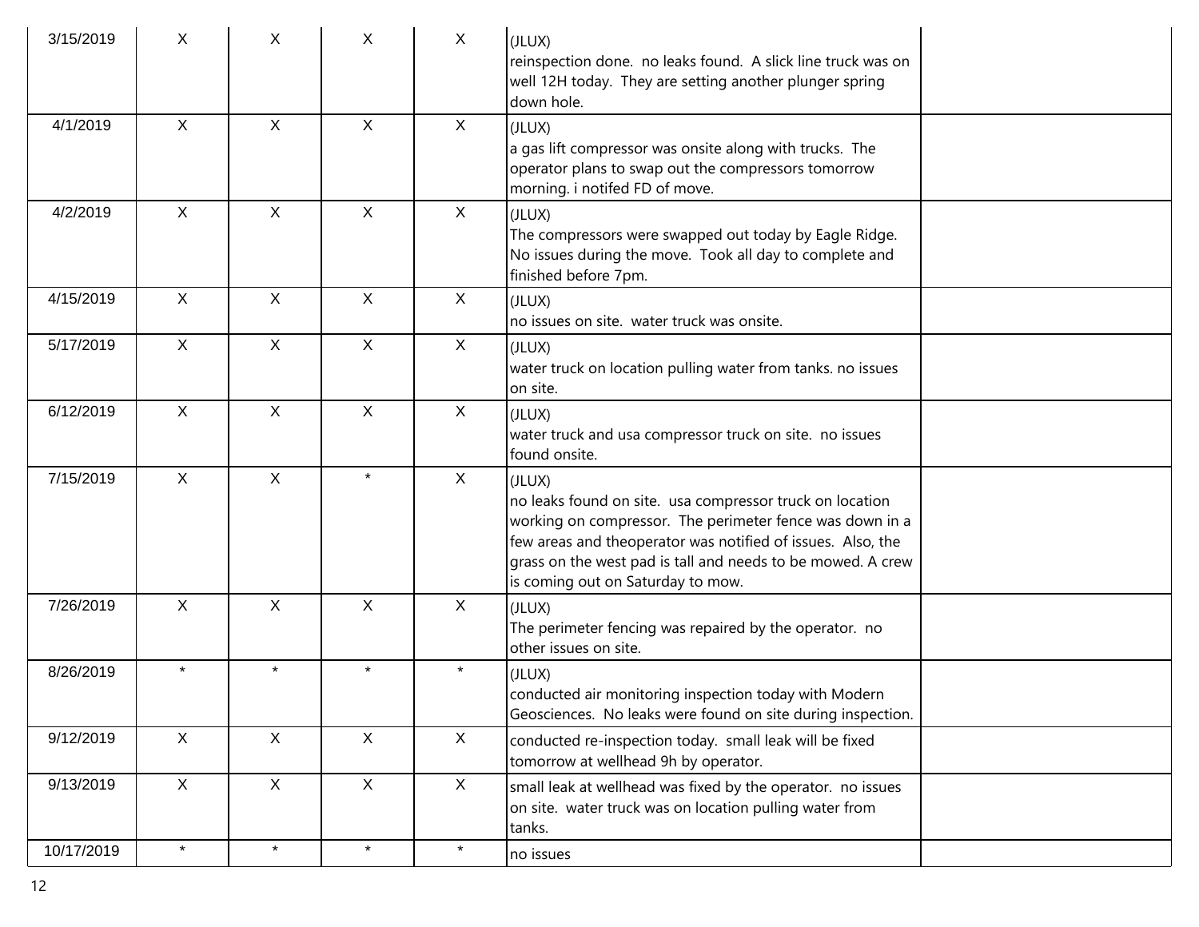| | | | | | | |
|---|---|---|---|---|---|---|
| 3/15/2019 | X | X | X | X | (JLUX)<br>reinspection done. no leaks found. A slick line truck was on well 12H today. They are setting another plunger spring down hole. | |
| 4/1/2019 | X | X | X | X | (JLUX)<br>a gas lift compressor was onsite along with trucks. The operator plans to swap out the compressors tomorrow morning. i notifed FD of move. | |
| 4/2/2019 | X | X | X | X | (JLUX)<br>The compressors were swapped out today by Eagle Ridge. No issues during the move. Took all day to complete and finished before 7pm. | |
| 4/15/2019 | X | X | X | X | (JLUX)<br>no issues on site. water truck was onsite. | |
| 5/17/2019 | X | X | X | X | (JLUX)<br>water truck on location pulling water from tanks. no issues on site. | |
| 6/12/2019 | X | X | X | X | (JLUX)<br>water truck and usa compressor truck on site. no issues found onsite. | |
| 7/15/2019 | X | X | * | X | (JLUX)<br>no leaks found on site. usa compressor truck on location working on compressor. The perimeter fence was down in a few areas and theoperator was notified of issues. Also, the grass on the west pad is tall and needs to be mowed. A crew is coming out on Saturday to mow. | |
| 7/26/2019 | X | X | X | X | (JLUX)<br>The perimeter fencing was repaired by the operator. no other issues on site. | |
| 8/26/2019 | * | * | * | * | (JLUX)<br>conducted air monitoring inspection today with Modern Geosciences. No leaks were found on site during inspection. | |
| 9/12/2019 | X | X | X | X | conducted re-inspection today. small leak will be fixed tomorrow at wellhead 9h by operator. | |
| 9/13/2019 | X | X | X | X | small leak at wellhead was fixed by the operator. no issues on site. water truck was on location pulling water from tanks. | |
| 10/17/2019 | * | * | * | * | no issues | |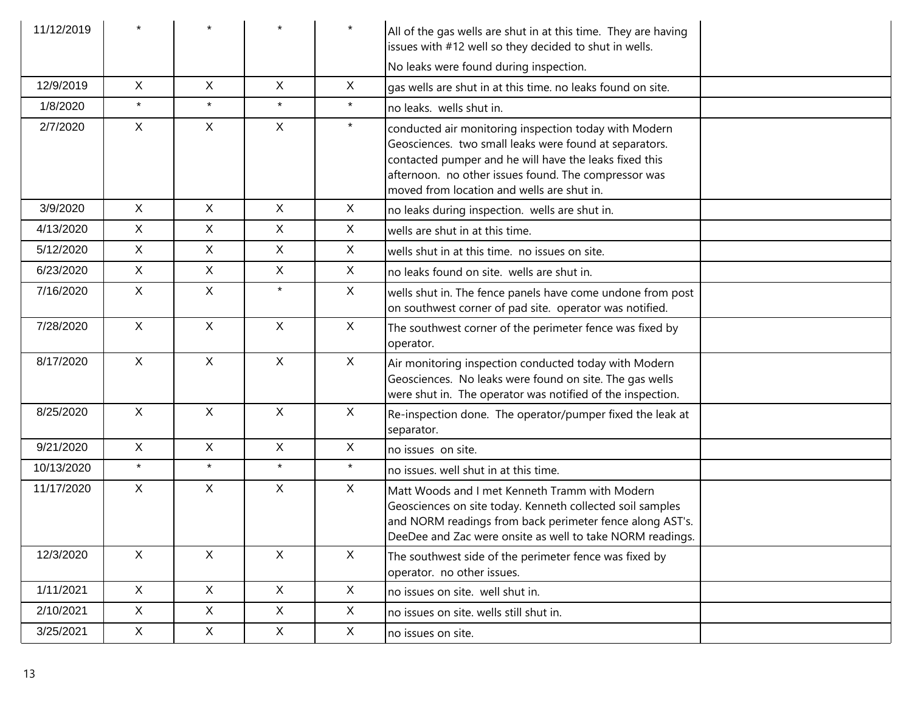| | | | | | | |
|---|---|---|---|---|---|---|
| 11/12/2019 | * | * | * | * | All of the gas wells are shut in at this time. They are having issues with #12 well so they decided to shut in wells. No leaks were found during inspection. | |
| 12/9/2019 | X | X | X | X | gas wells are shut in at this time. no leaks found on site. | |
| 1/8/2020 | * | * | * | * | no leaks. wells shut in. | |
| 2/7/2020 | X | X | X | * | conducted air monitoring inspection today with Modern Geosciences. two small leaks were found at separators. contacted pumper and he will have the leaks fixed this afternoon. no other issues found. The compressor was moved from location and wells are shut in. | |
| 3/9/2020 | X | X | X | X | no leaks during inspection. wells are shut in. | |
| 4/13/2020 | X | X | X | X | wells are shut in at this time. | |
| 5/12/2020 | X | X | X | X | wells shut in at this time. no issues on site. | |
| 6/23/2020 | X | X | X | X | no leaks found on site. wells are shut in. | |
| 7/16/2020 | X | X | * | X | wells shut in. The fence panels have come undone from post on southwest corner of pad site. operator was notified. | |
| 7/28/2020 | X | X | X | X | The southwest corner of the perimeter fence was fixed by operator. | |
| 8/17/2020 | X | X | X | X | Air monitoring inspection conducted today with Modern Geosciences. No leaks were found on site. The gas wells were shut in. The operator was notified of the inspection. | |
| 8/25/2020 | X | X | X | X | Re-inspection done. The operator/pumper fixed the leak at separator. | |
| 9/21/2020 | X | X | X | X | no issues on site. | |
| 10/13/2020 | * | * | * | * | no issues. well shut in at this time. | |
| 11/17/2020 | X | X | X | X | Matt Woods and I met Kenneth Tramm with Modern Geosciences on site today. Kenneth collected soil samples and NORM readings from back perimeter fence along AST's. DeeDee and Zac were onsite as well to take NORM readings. | |
| 12/3/2020 | X | X | X | X | The southwest side of the perimeter fence was fixed by operator. no other issues. | |
| 1/11/2021 | X | X | X | X | no issues on site. well shut in. | |
| 2/10/2021 | X | X | X | X | no issues on site. wells still shut in. | |
| 3/25/2021 | X | X | X | X | no issues on site. | |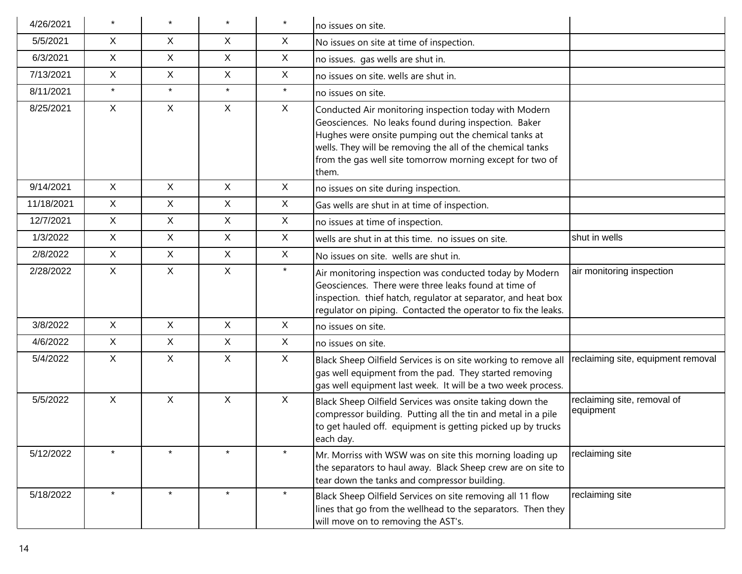| | | | | | | |
|---|---|---|---|---|---|---|
| 4/26/2021 | * | * | * | * | no issues on site. | |
| 5/5/2021 | X | X | X | X | No issues on site at time of inspection. | |
| 6/3/2021 | X | X | X | X | no issues. gas wells are shut in. | |
| 7/13/2021 | X | X | X | X | no issues on site. wells are shut in. | |
| 8/11/2021 | * | * | * | * | no issues on site. | |
| 8/25/2021 | X | X | X | X | Conducted Air monitoring inspection today with Modern Geosciences. No leaks found during inspection. Baker Hughes were onsite pumping out the chemical tanks at wells. They will be removing the all of the chemical tanks from the gas well site tomorrow morning except for two of them. | |
| 9/14/2021 | X | X | X | X | no issues on site during inspection. | |
| 11/18/2021 | X | X | X | X | Gas wells are shut in at time of inspection. | |
| 12/7/2021 | X | X | X | X | no issues at time of inspection. | |
| 1/3/2022 | X | X | X | X | wells are shut in at this time. no issues on site. | shut in wells |
| 2/8/2022 | X | X | X | X | No issues on site. wells are shut in. | |
| 2/28/2022 | X | X | X | * | Air monitoring inspection was conducted today by Modern Geosciences. There were three leaks found at time of inspection. thief hatch, regulator at separator, and heat box regulator on piping. Contacted the operator to fix the leaks. | air monitoring inspection |
| 3/8/2022 | X | X | X | X | no issues on site. | |
| 4/6/2022 | X | X | X | X | no issues on site. | |
| 5/4/2022 | X | X | X | X | Black Sheep Oilfield Services is on site working to remove all gas well equipment from the pad. They started removing gas well equipment last week. It will be a two week process. | reclaiming site, equipment removal |
| 5/5/2022 | X | X | X | X | Black Sheep Oilfield Services was onsite taking down the compressor building. Putting all the tin and metal in a pile to get hauled off. equipment is getting picked up by trucks each day. | reclaiming site, removal of equipment |
| 5/12/2022 | * | * | * | * | Mr. Morriss with WSW was on site this morning loading up the separators to haul away. Black Sheep crew are on site to tear down the tanks and compressor building. | reclaiming site |
| 5/18/2022 | * | * | * | * | Black Sheep Oilfield Services on site removing all 11 flow lines that go from the wellhead to the separators. Then they will move on to removing the AST's. | reclaiming site |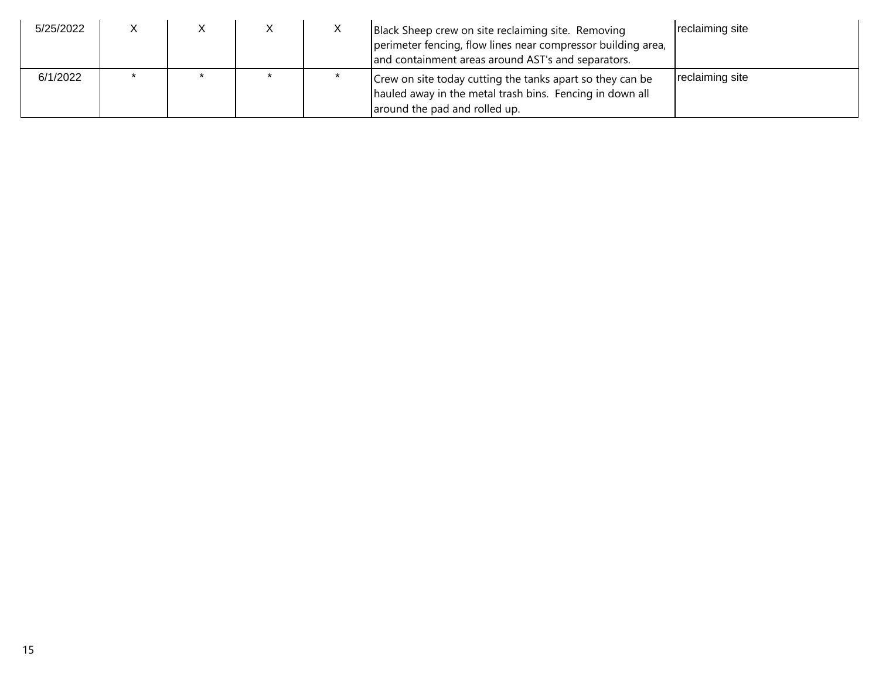| | | | | | | |
|---|---|---|---|---|---|---|
| 5/25/2022 | X | X | X | X | Black Sheep crew on site reclaiming site. Removing perimeter fencing, flow lines near compressor building area, and containment areas around AST's and separators. | reclaiming site |
| 6/1/2022 | * | * | * | * | Crew on site today cutting the tanks apart so they can be hauled away in the metal trash bins. Fencing in down all around the pad and rolled up. | reclaiming site |